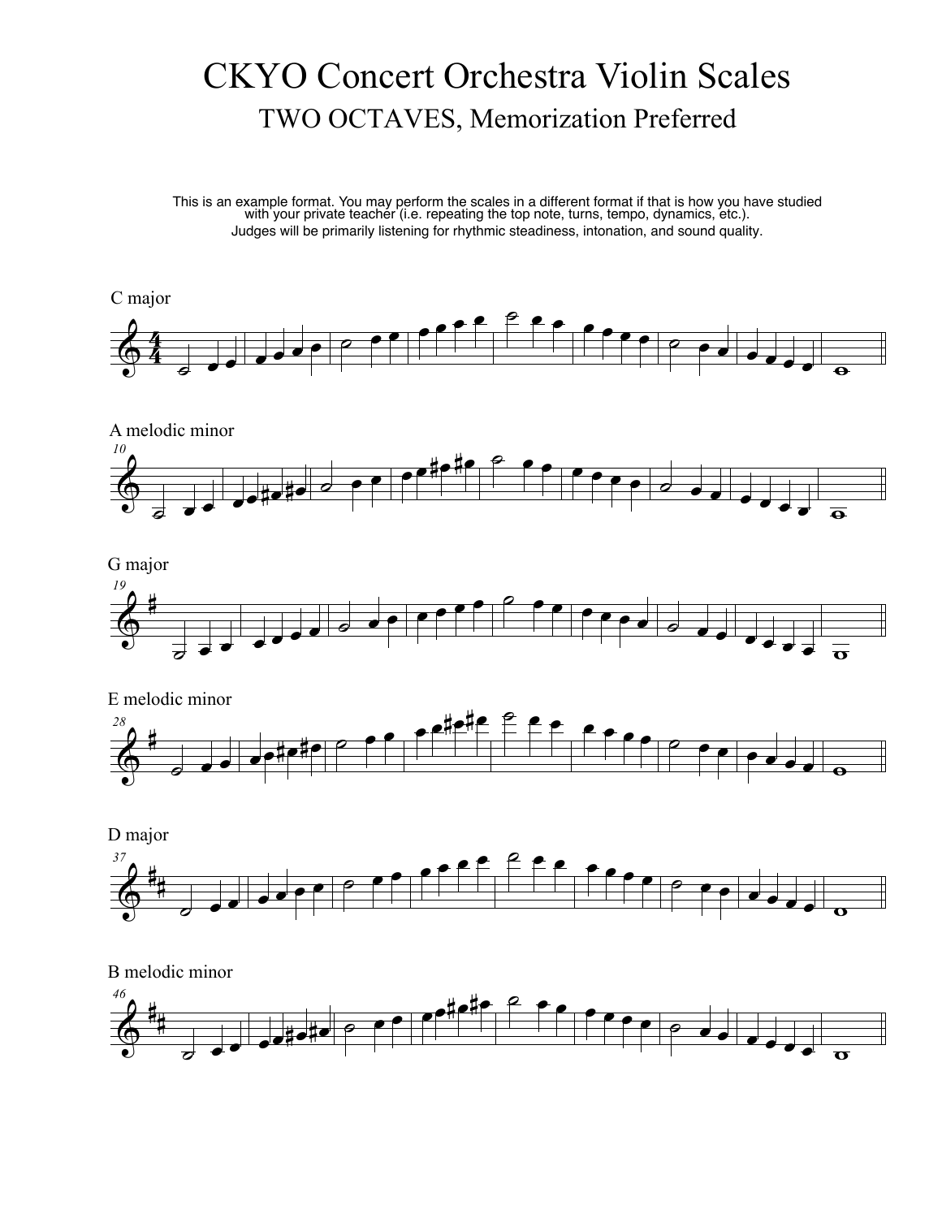# CKYO Concert Orchestra Violin Scales

## TWO OCTAVES, Memorization Preferred

This is an example format. You may perform the scales in a different format if that is how you have studied with your private teacher (i.e. repeating the top note, turns, tempo, dynamics, etc.).

Judges will be primarily listening for rhythmic steadiness, intonation, and sound quality.

C major

A melodic minor

G major

E melodic minor

D major

B melodic minor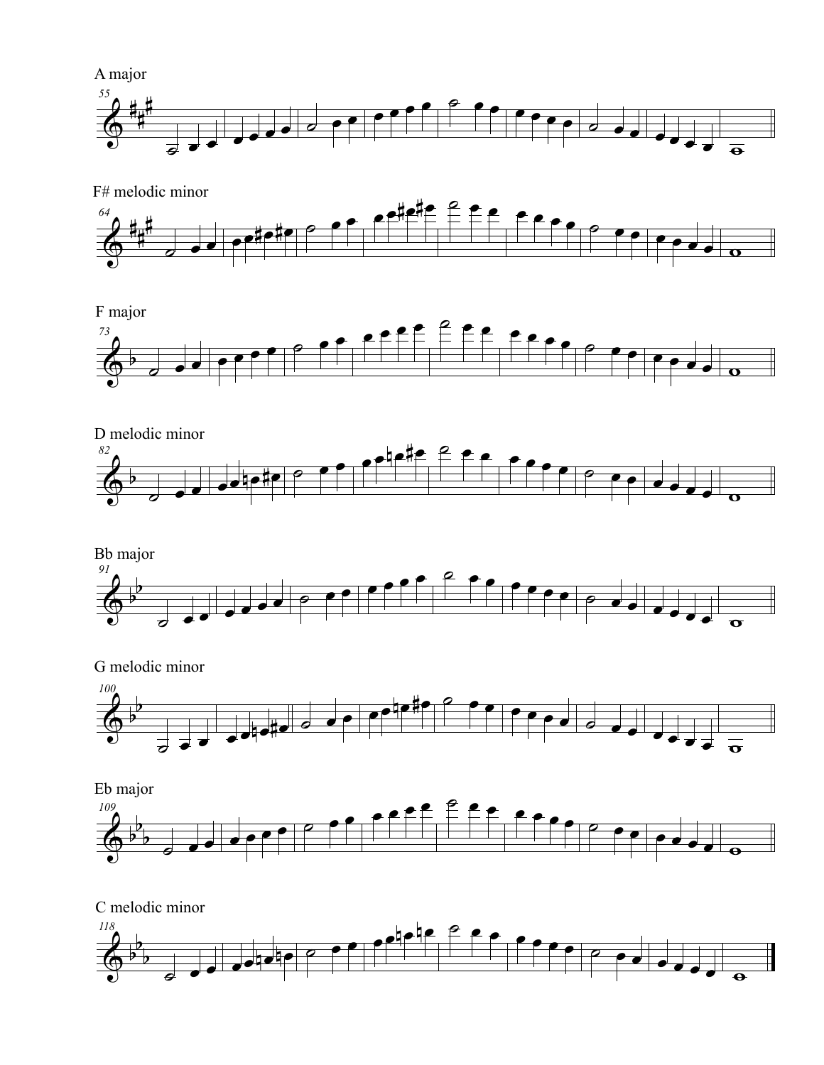A major

F# melodic minor

F major

D melodic minor

Bb major

G melodic minor

Eb major

C melodic minor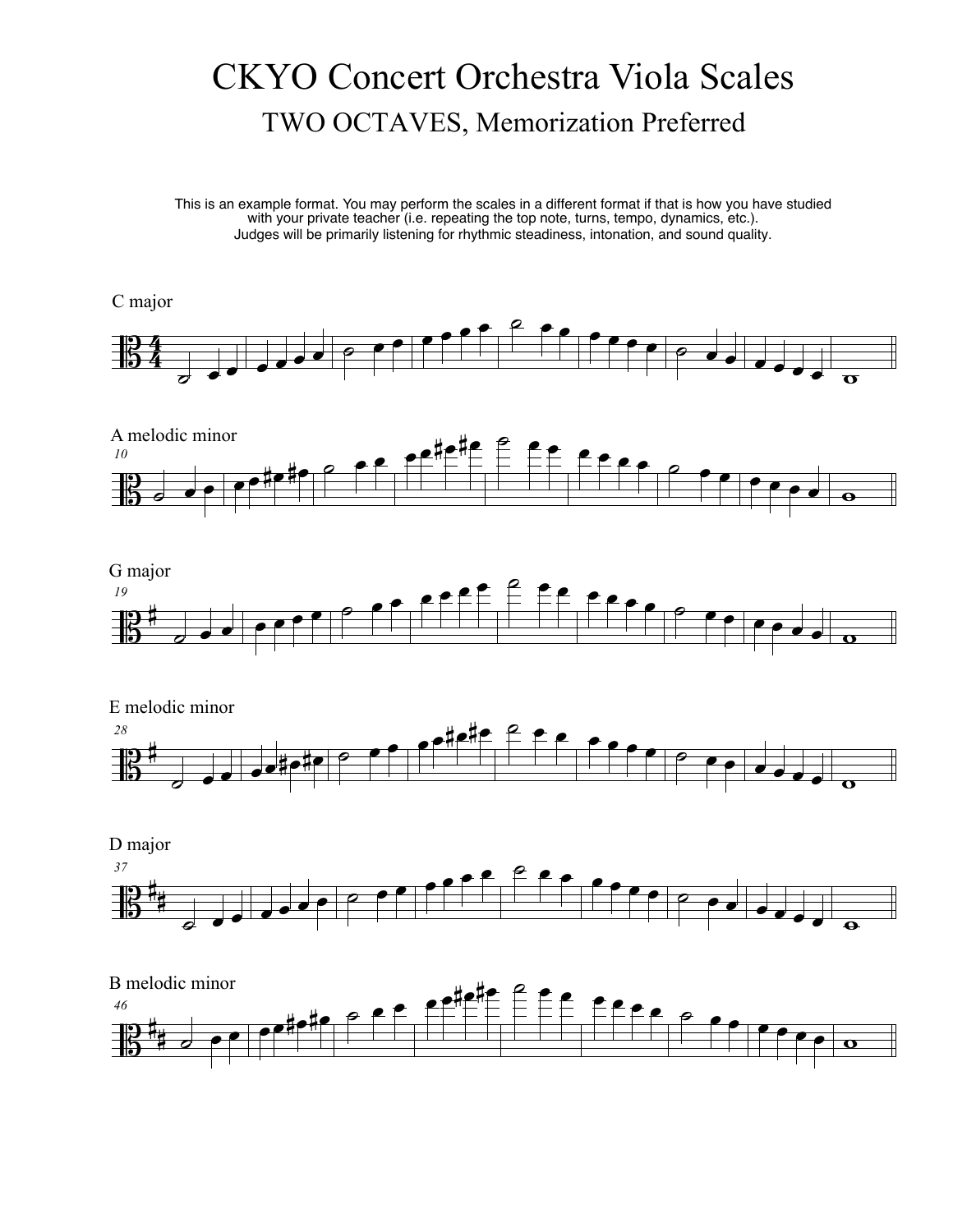# CKYO Concert Orchestra Viola Scales

## TWO OCTAVES, Memorization Preferred

This is an example format. You may perform the scales in a different format if that is how you have studied with your private teacher (i.e. repeating the top note, turns, tempo, dynamics, etc.).
Judges will be primarily listening for rhythmic steadiness, intonation, and sound quality.

C major

A melodic minor

G major

E melodic minor

D major

B melodic minor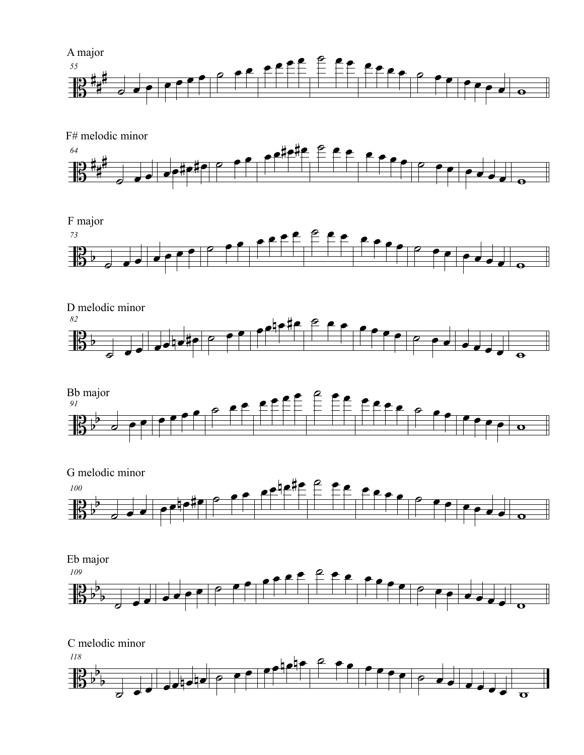A major

55

F# melodic minor

64

F major

73

D melodic minor

82

Bb major

91

G melodic minor

100

Eb major

109

C melodic minor

118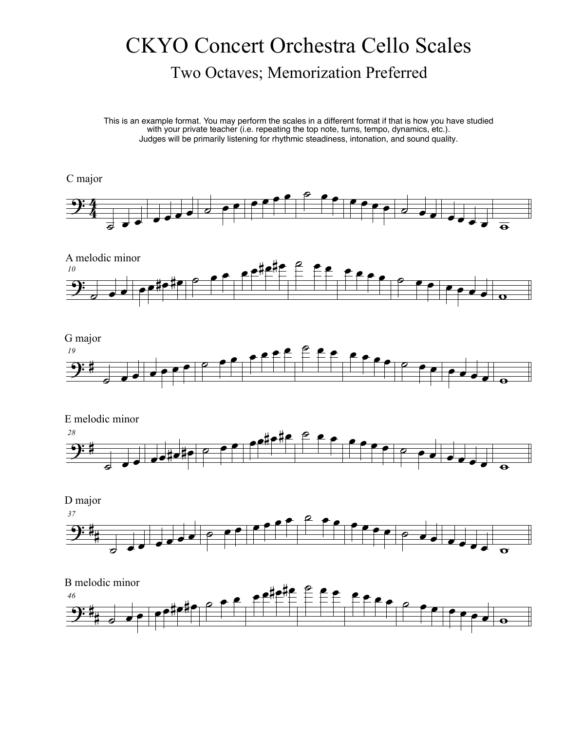# CKYO Concert Orchestra Cello Scales

## Two Octaves; Memorization Preferred

This is an example format. You may perform the scales in a different format if that is how you have studied with your private teacher (i.e. repeating the top note, turns, tempo, dynamics, etc.).
Judges will be primarily listening for rhythmic steadiness, intonation, and sound quality.

C major

A melodic minor

G major

E melodic minor

D major

B melodic minor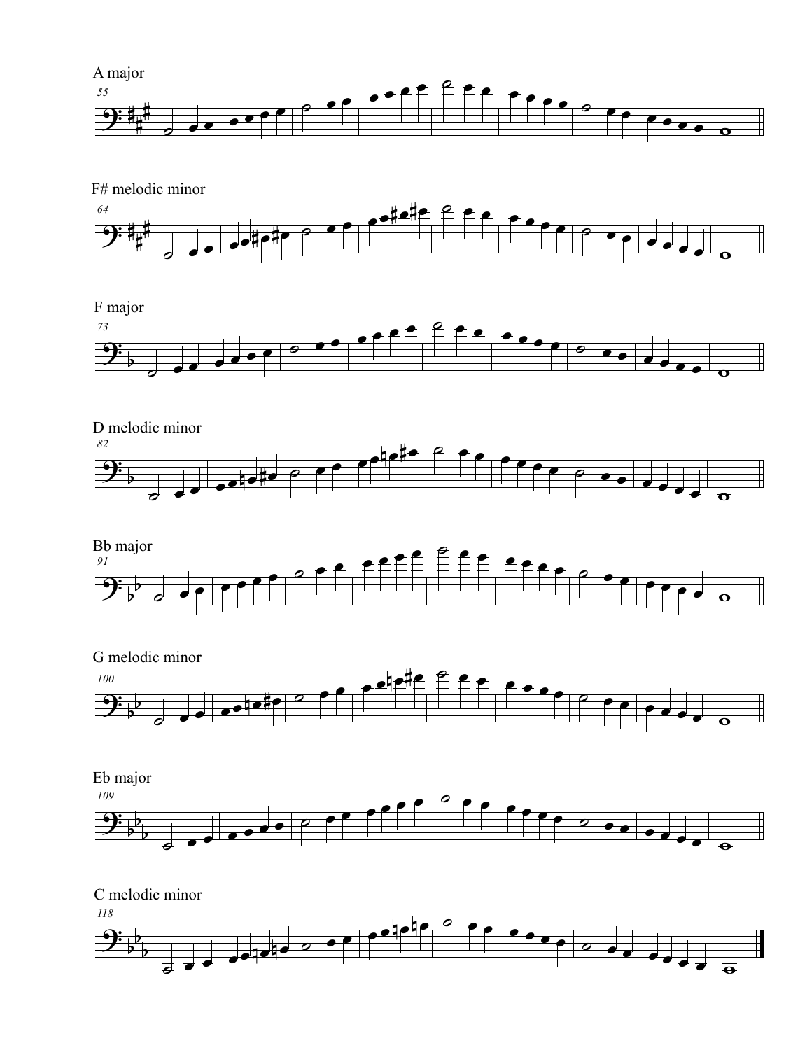A major

55

F# melodic minor

64

F major

73

D melodic minor

82

Bb major

91

G melodic minor

100

Eb major

109

C melodic minor

118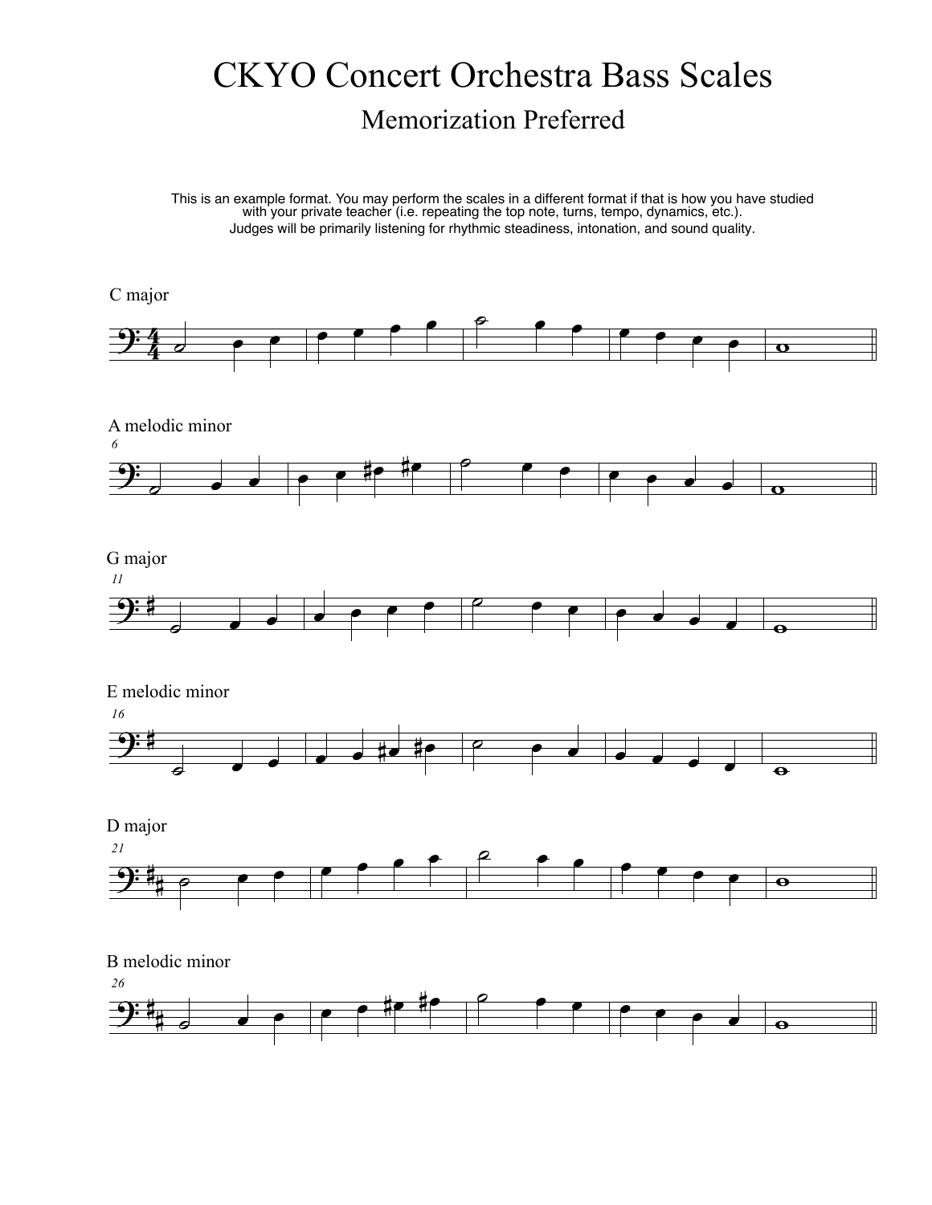# CKYO Concert Orchestra Bass Scales

## Memorization Preferred

This is an example format. You may perform the scales in a different format if that is how you have studied with your private teacher (i.e. repeating the top note, turns, tempo, dynamics, etc.).

Judges will be primarily listening for rhythmic steadiness, intonation, and sound quality.

C major

A melodic minor

G major

E melodic minor

D major

B melodic minor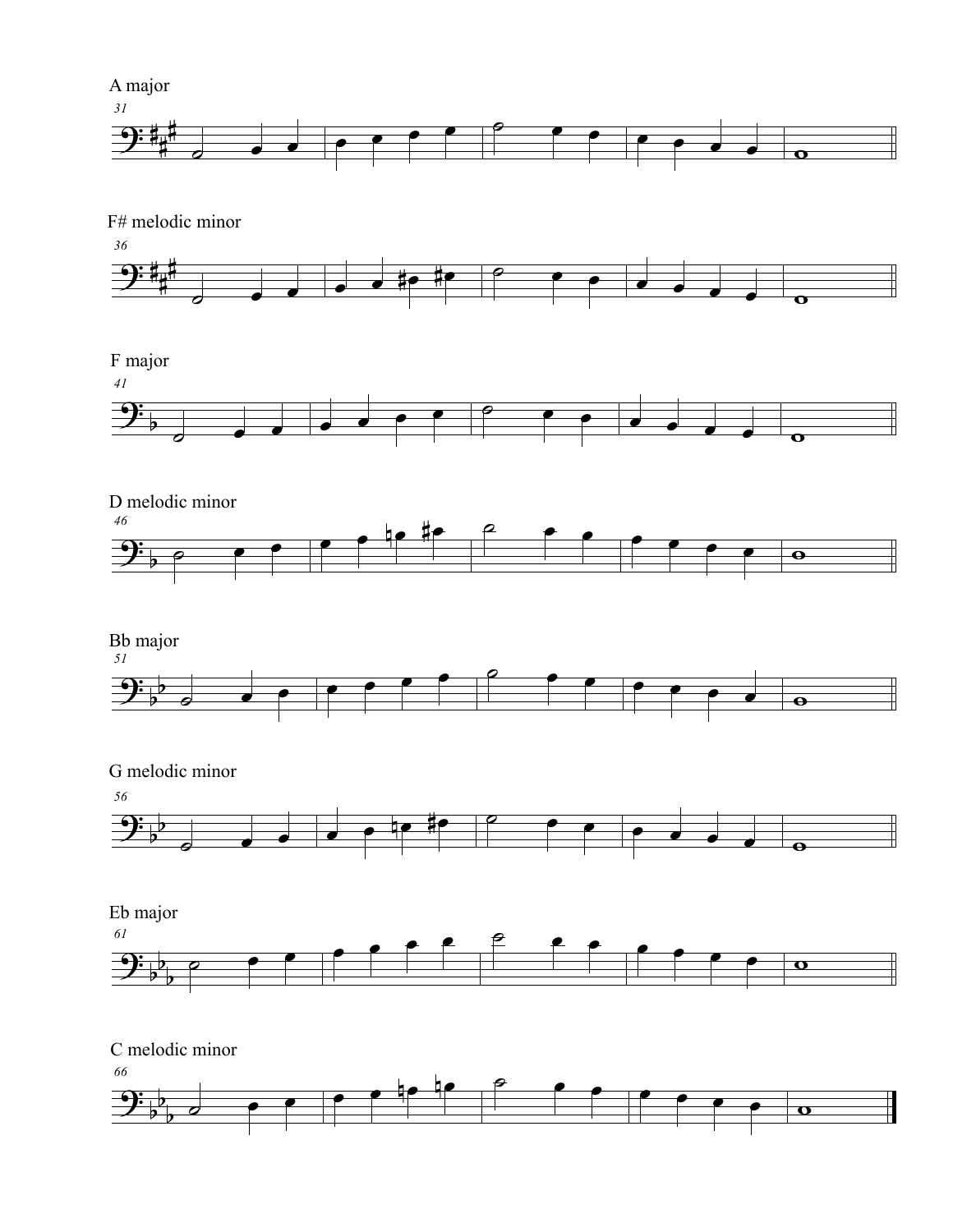A major

31

F# melodic minor

36

F major

41

D melodic minor

46

Bb major

51

G melodic minor

56

Eb major

61

C melodic minor

66